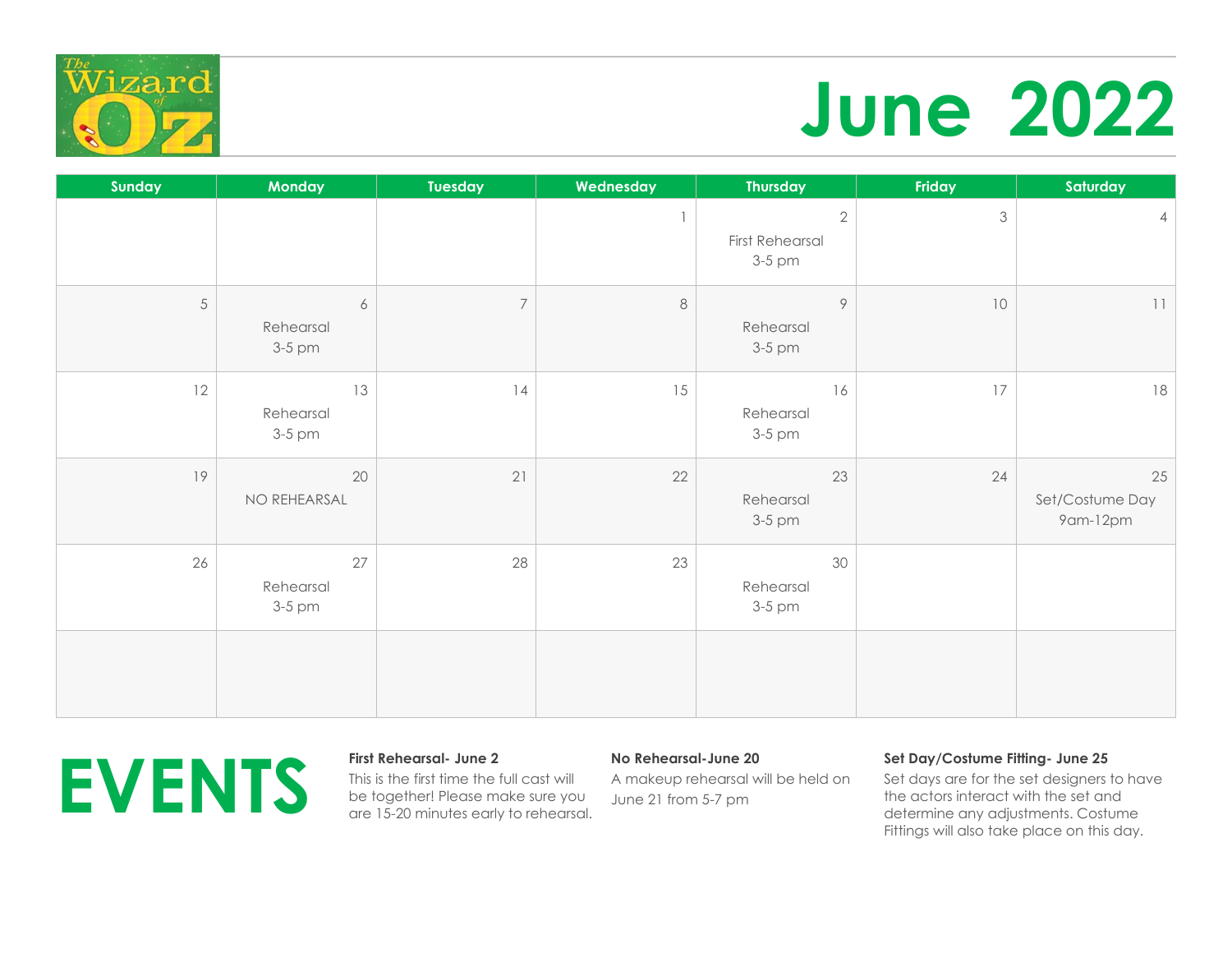# June 2022

| Sunday | Monday | Tuesday | Wednesday | Thursday | Friday | Saturday |
|---|---|---|---|---|---|---|
| | | | 1 | 2 First Rehearsal 3-5 pm | 3 | 4 |
| 5 | 6 Rehearsal 3-5 pm | 7 | 8 | 9 Rehearsal 3-5 pm | 10 | 11 |
| 12 | 13 Rehearsal 3-5 pm | 14 | 15 | 16 Rehearsal 3-5 pm | 17 | 18 |
| 19 | 20 NO REHEARSAL | 21 | 22 | 23 Rehearsal 3-5 pm | 24 | 25 Set/Costume Day 9am-12pm |
| 26 | 27 Rehearsal 3-5 pm | 28 | 23 | 30 Rehearsal 3-5 pm | | |
| | | | | | | |

# EVENTS

**First Rehearsal- June 2**
This is the first time the full cast will be together! Please make sure you are 15-20 minutes early to rehearsal.

**No Rehearsal-June 20**
A makeup rehearsal will be held on June 21 from 5-7 pm

**Set Day/Costume Fitting- June 25**
Set days are for the set designers to have the actors interact with the set and determine any adjustments. Costume Fittings will also take place on this day.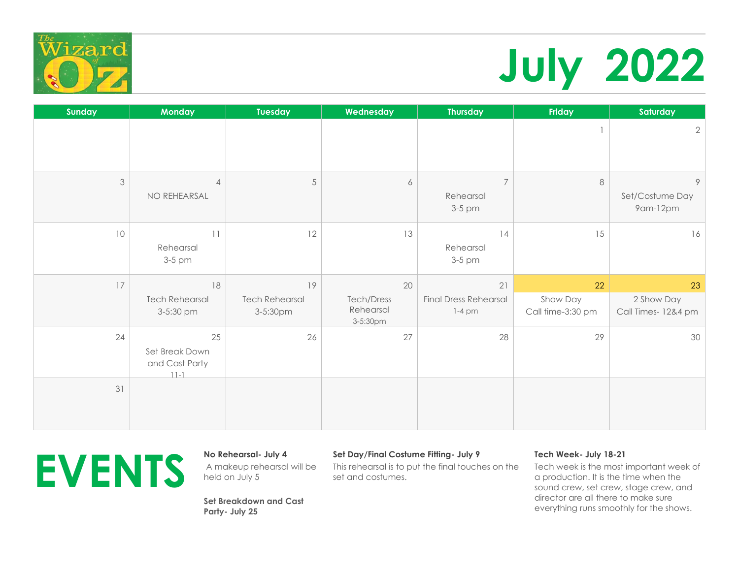# July 2022

| Sunday | Monday | Tuesday | Wednesday | Thursday | Friday | Saturday |
|---|---|---|---|---|---|---|
| | | | | | 1 | 2 |
| 3 | 4 NO REHEARSAL | 5 | 6 | 7 Rehearsal 3-5 pm | 8 | 9 Set/Costume Day 9am-12pm |
| 10 | 11 Rehearsal 3-5 pm | 12 | 13 | 14 Rehearsal 3-5 pm | 15 | 16 |
| 17 | 18 Tech Rehearsal 3-5:30 pm | 19 Tech Rehearsal 3-5:30pm | 20 Tech/Dress Rehearsal 3-5:30pm | 21 Final Dress Rehearsal 1-4 pm | 22 Show Day Call time-3:30 pm | 23 2 Show Day Call Times- 12&4 pm |
| 24 | 25 Set Break Down and Cast Party 11-1 | 26 | 27 | 28 | 29 | 30 |
| 31 | | | | | | |

# EVENTS

**No Rehearsal- July 4**
A makeup rehearsal will be held on July 5

**Set Breakdown and Cast Party- July 25**

**Set Day/Final Costume Fitting- July 9**
This rehearsal is to put the final touches on the set and costumes.

**Tech Week- July 18-21**
Tech week is the most important week of a production. It is the time when the sound crew, set crew, stage crew, and director are all there to make sure everything runs smoothly for the shows.